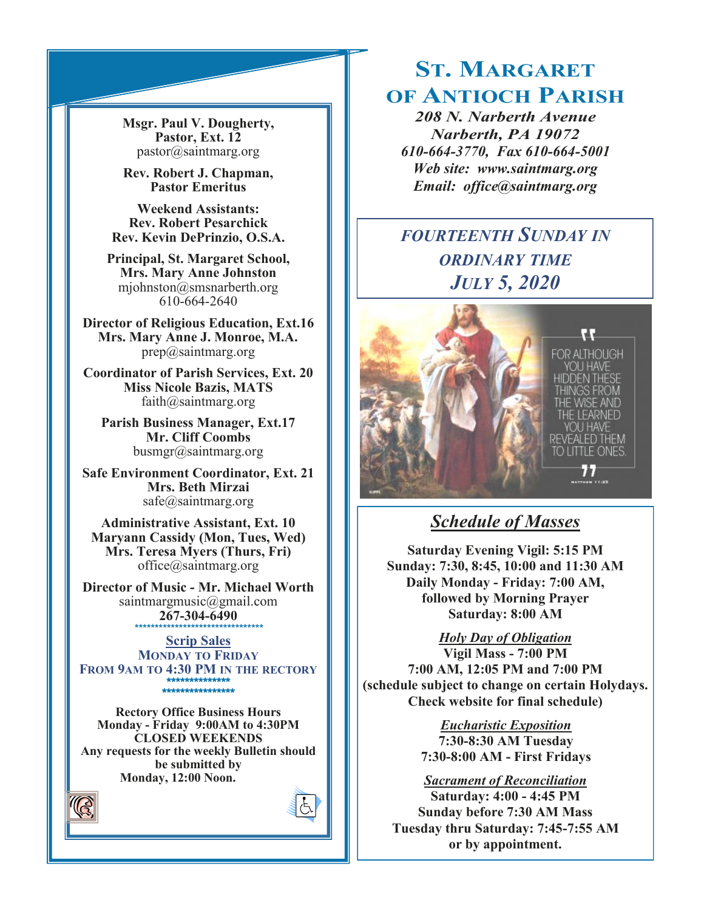# St. Margaret of Antioch Parish

***208 N. Narberth Avenue***
***Narberth, PA 19072***
***610-664-3770, Fax 610-664-5001***
***Web site: www.saintmarg.org***
***Email: office@saintmarg.org***

## *Fourteenth Sunday in Ordinary Time*
## *July 5, 2020*

"For although you have hidden these things from the wise and the learned you have revealed them to little ones."
Matthew 11:25

## *Schedule of Masses*

**Saturday Evening Vigil: 5:15 PM**
**Sunday: 7:30, 8:45, 10:00 and 11:30 AM**
**Daily Monday - Friday: 7:00 AM, followed by Morning Prayer**
**Saturday: 8:00 AM**

***Holy Day of Obligation***
**Vigil Mass - 7:00 PM**
**7:00 AM, 12:05 PM and 7:00 PM**
**(schedule subject to change on certain Holydays. Check website for final schedule)**

***Eucharistic Exposition***
**7:30-8:30 AM Tuesday**
**7:30-8:00 AM - First Fridays**

***Sacrament of Reconciliation***
**Saturday: 4:00 - 4:45 PM**
**Sunday before 7:30 AM Mass**
**Tuesday thru Saturday: 7:45-7:55 AM**
**or by appointment.**

---

**Msgr. Paul V. Dougherty, Pastor, Ext. 12**
pastor@saintmarg.org

**Rev. Robert J. Chapman, Pastor Emeritus**

**Weekend Assistants:**
**Rev. Robert Pesarchick**
**Rev. Kevin DePrinzio, O.S.A.**

**Principal, St. Margaret School, Mrs. Mary Anne Johnston**
mjohnston@smsnarberth.org
610-664-2640

**Director of Religious Education, Ext.16**
**Mrs. Mary Anne J. Monroe, M.A.**
prep@saintmarg.org

**Coordinator of Parish Services, Ext. 20**
**Miss Nicole Bazis, MATS**
faith@saintmarg.org

**Parish Business Manager, Ext.17**
**Mr. Cliff Coombs**
busmgr@saintmarg.org

**Safe Environment Coordinator, Ext. 21**
**Mrs. Beth Mirzai**
safe@saintmarg.org

**Administrative Assistant, Ext. 10**
**Maryann Cassidy (Mon, Tues, Wed)**
**Mrs. Teresa Myers (Thurs, Fri)**
office@saintmarg.org

**Director of Music - Mr. Michael Worth**
saintmargmusic@gmail.com
**267-304-6490**

**Scrip Sales**
**Monday to Friday**
**From 9AM to 4:30 PM in the Rectory**

**Rectory Office Business Hours**
**Monday - Friday 9:00AM to 4:30PM**
**CLOSED WEEKENDS**
**Any requests for the weekly Bulletin should be submitted by Monday, 12:00 Noon.**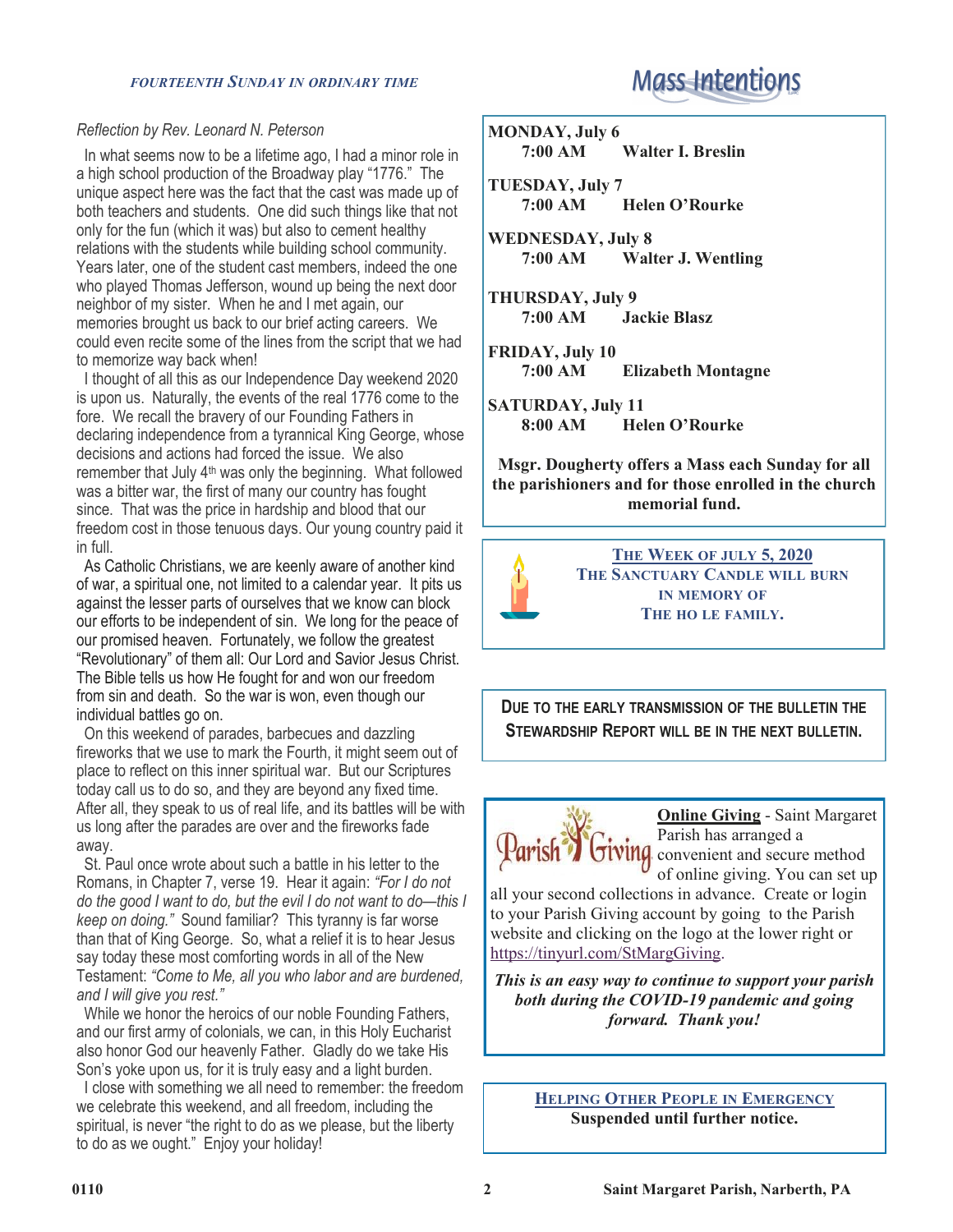*FOURTEENTH SUNDAY IN ORDINARY TIME*

*Reflection by Rev. Leonard N. Peterson*

In what seems now to be a lifetime ago, I had a minor role in a high school production of the Broadway play "1776." The unique aspect here was the fact that the cast was made up of both teachers and students. One did such things like that not only for the fun (which it was) but also to cement healthy relations with the students while building school community. Years later, one of the student cast members, indeed the one who played Thomas Jefferson, wound up being the next door neighbor of my sister. When he and I met again, our memories brought us back to our brief acting careers. We could even recite some of the lines from the script that we had to memorize way back when!

I thought of all this as our Independence Day weekend 2020 is upon us. Naturally, the events of the real 1776 come to the fore. We recall the bravery of our Founding Fathers in declaring independence from a tyrannical King George, whose decisions and actions had forced the issue. We also remember that July 4th was only the beginning. What followed was a bitter war, the first of many our country has fought since. That was the price in hardship and blood that our freedom cost in those tenuous days. Our young country paid it in full.

As Catholic Christians, we are keenly aware of another kind of war, a spiritual one, not limited to a calendar year. It pits us against the lesser parts of ourselves that we know can block our efforts to be independent of sin. We long for the peace of our promised heaven. Fortunately, we follow the greatest "Revolutionary" of them all: Our Lord and Savior Jesus Christ. The Bible tells us how He fought for and won our freedom from sin and death. So the war is won, even though our individual battles go on.

On this weekend of parades, barbecues and dazzling fireworks that we use to mark the Fourth, it might seem out of place to reflect on this inner spiritual war. But our Scriptures today call us to do so, and they are beyond any fixed time. After all, they speak to us of real life, and its battles will be with us long after the parades are over and the fireworks fade away.

St. Paul once wrote about such a battle in his letter to the Romans, in Chapter 7, verse 19. Hear it again: *"For I do not do the good I want to do, but the evil I do not want to do—this I keep on doing."* Sound familiar? This tyranny is far worse than that of King George. So, what a relief it is to hear Jesus say today these most comforting words in all of the New Testament: *"Come to Me, all you who labor and are burdened, and I will give you rest."*

While we honor the heroics of our noble Founding Fathers, and our first army of colonials, we can, in this Holy Eucharist also honor God our heavenly Father. Gladly do we take His Son's yoke upon us, for it is truly easy and a light burden.

I close with something we all need to remember: the freedom we celebrate this weekend, and all freedom, including the spiritual, is never "the right to do as we please, but the liberty to do as we ought." Enjoy your holiday!

## Mass Intentions

**MONDAY, July 6**
**7:00 AM** **Walter I. Breslin**

**TUESDAY, July 7**
**7:00 AM** **Helen O'Rourke**

**WEDNESDAY, July 8**
**7:00 AM** **Walter J. Wentling**

**THURSDAY, July 9**
**7:00 AM** **Jackie Blasz**

**FRIDAY, July 10**
**7:00 AM** **Elizabeth Montagne**

**SATURDAY, July 11**
**8:00 AM** **Helen O'Rourke**

**Msgr. Dougherty offers a Mass each Sunday for all the parishioners and for those enrolled in the church memorial fund.**

**THE WEEK OF JULY 5, 2020**
**THE SANCTUARY CANDLE WILL BURN IN MEMORY OF THE HO LE FAMILY.**

**DUE TO THE EARLY TRANSMISSION OF THE BULLETIN THE STEWARDSHIP REPORT WILL BE IN THE NEXT BULLETIN.**

**Online Giving** - Saint Margaret Parish has arranged a convenient and secure method of online giving. You can set up all your second collections in advance. Create or login to your Parish Giving account by going to the Parish website and clicking on the logo at the lower right or https://tinyurl.com/StMargGiving.

***This is an easy way to continue to support your parish both during the COVID-19 pandemic and going forward. Thank you!***

**HELPING OTHER PEOPLE IN EMERGENCY**
**Suspended until further notice.**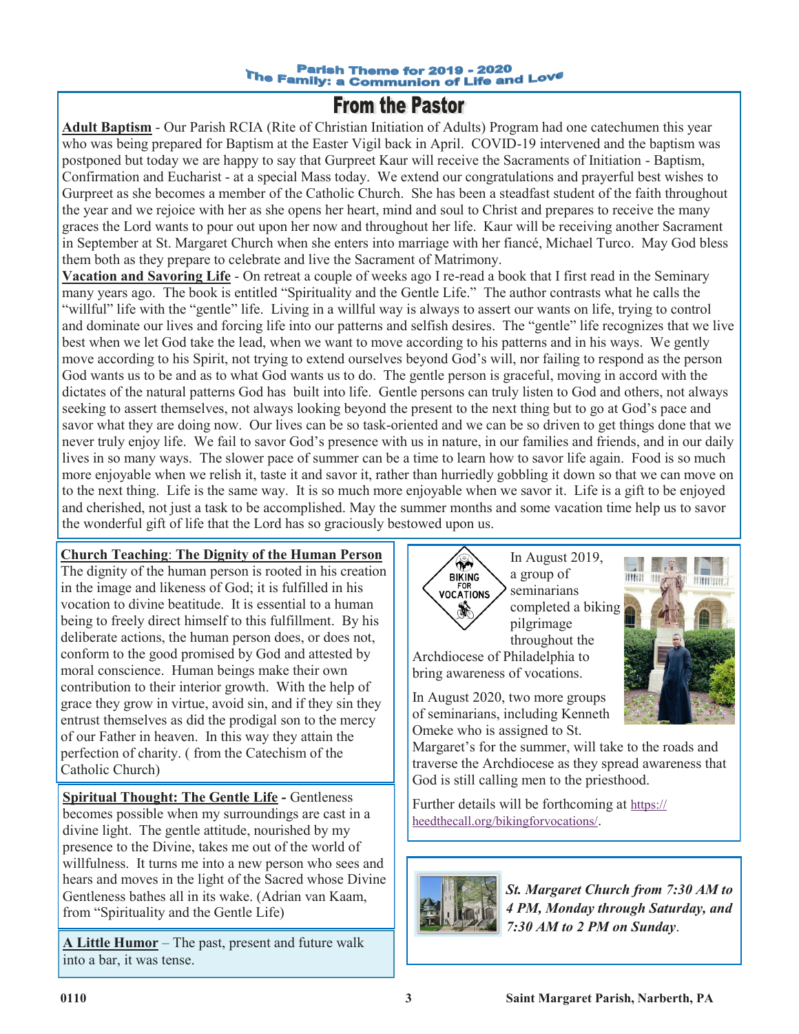Parish Theme for 2019 - 2020
The Family: a Communion of Life and Love

# From the Pastor

**Adult Baptism** - Our Parish RCIA (Rite of Christian Initiation of Adults) Program had one catechumen this year who was being prepared for Baptism at the Easter Vigil back in April. COVID-19 intervened and the baptism was postponed but today we are happy to say that Gurpreet Kaur will receive the Sacraments of Initiation - Baptism, Confirmation and Eucharist - at a special Mass today. We extend our congratulations and prayerful best wishes to Gurpreet as she becomes a member of the Catholic Church. She has been a steadfast student of the faith throughout the year and we rejoice with her as she opens her heart, mind and soul to Christ and prepares to receive the many graces the Lord wants to pour out upon her now and throughout her life. Kaur will be receiving another Sacrament in September at St. Margaret Church when she enters into marriage with her fiancé, Michael Turco. May God bless them both as they prepare to celebrate and live the Sacrament of Matrimony.

**Vacation and Savoring Life** - On retreat a couple of weeks ago I re-read a book that I first read in the Seminary many years ago. The book is entitled "Spirituality and the Gentle Life." The author contrasts what he calls the "willful" life with the "gentle" life. Living in a willful way is always to assert our wants on life, trying to control and dominate our lives and forcing life into our patterns and selfish desires. The "gentle" life recognizes that we live best when we let God take the lead, when we want to move according to his patterns and in his ways. We gently move according to his Spirit, not trying to extend ourselves beyond God's will, nor failing to respond as the person God wants us to be and as to what God wants us to do. The gentle person is graceful, moving in accord with the dictates of the natural patterns God has built into life. Gentle persons can truly listen to God and others, not always seeking to assert themselves, not always looking beyond the present to the next thing but to go at God's pace and savor what they are doing now. Our lives can be so task-oriented and we can be so driven to get things done that we never truly enjoy life. We fail to savor God's presence with us in nature, in our families and friends, and in our daily lives in so many ways. The slower pace of summer can be a time to learn how to savor life again. Food is so much more enjoyable when we relish it, taste it and savor it, rather than hurriedly gobbling it down so that we can move on to the next thing. Life is the same way. It is so much more enjoyable when we savor it. Life is a gift to be enjoyed and cherished, not just a task to be accomplished. May the summer months and some vacation time help us to savor the wonderful gift of life that the Lord has so graciously bestowed upon us.

**Church Teaching**: **The Dignity of the Human Person**

The dignity of the human person is rooted in his creation in the image and likeness of God; it is fulfilled in his vocation to divine beatitude. It is essential to a human being to freely direct himself to this fulfillment. By his deliberate actions, the human person does, or does not, conform to the good promised by God and attested by moral conscience. Human beings make their own contribution to their interior growth. With the help of grace they grow in virtue, avoid sin, and if they sin they entrust themselves as did the prodigal son to the mercy of our Father in heaven. In this way they attain the perfection of charity. ( from the Catechism of the Catholic Church)

**Spiritual Thought: The Gentle Life -** Gentleness becomes possible when my surroundings are cast in a divine light. The gentle attitude, nourished by my presence to the Divine, takes me out of the world of willfulness. It turns me into a new person who sees and hears and moves in the light of the Sacred whose Divine Gentleness bathes all in its wake. (Adrian van Kaam, from "Spirituality and the Gentle Life)

**A Little Humor** – The past, present and future walk into a bar, it was tense.

BIKING FOR VOCATIONS

In August 2019, a group of seminarians completed a biking pilgrimage throughout the Archdiocese of Philadelphia to bring awareness of vocations.

In August 2020, two more groups of seminarians, including Kenneth Omeke who is assigned to St. Margaret's for the summer, will take to the roads and traverse the Archdiocese as they spread awareness that God is still calling men to the priesthood.

Further details will be forthcoming at https://heedthecall.org/bikingforvocations/.

*St. Margaret Church from 7:30 AM to 4 PM, Monday through Saturday, and 7:30 AM to 2 PM on Sunday*.

0110 Saint Margaret Parish, Narberth, PA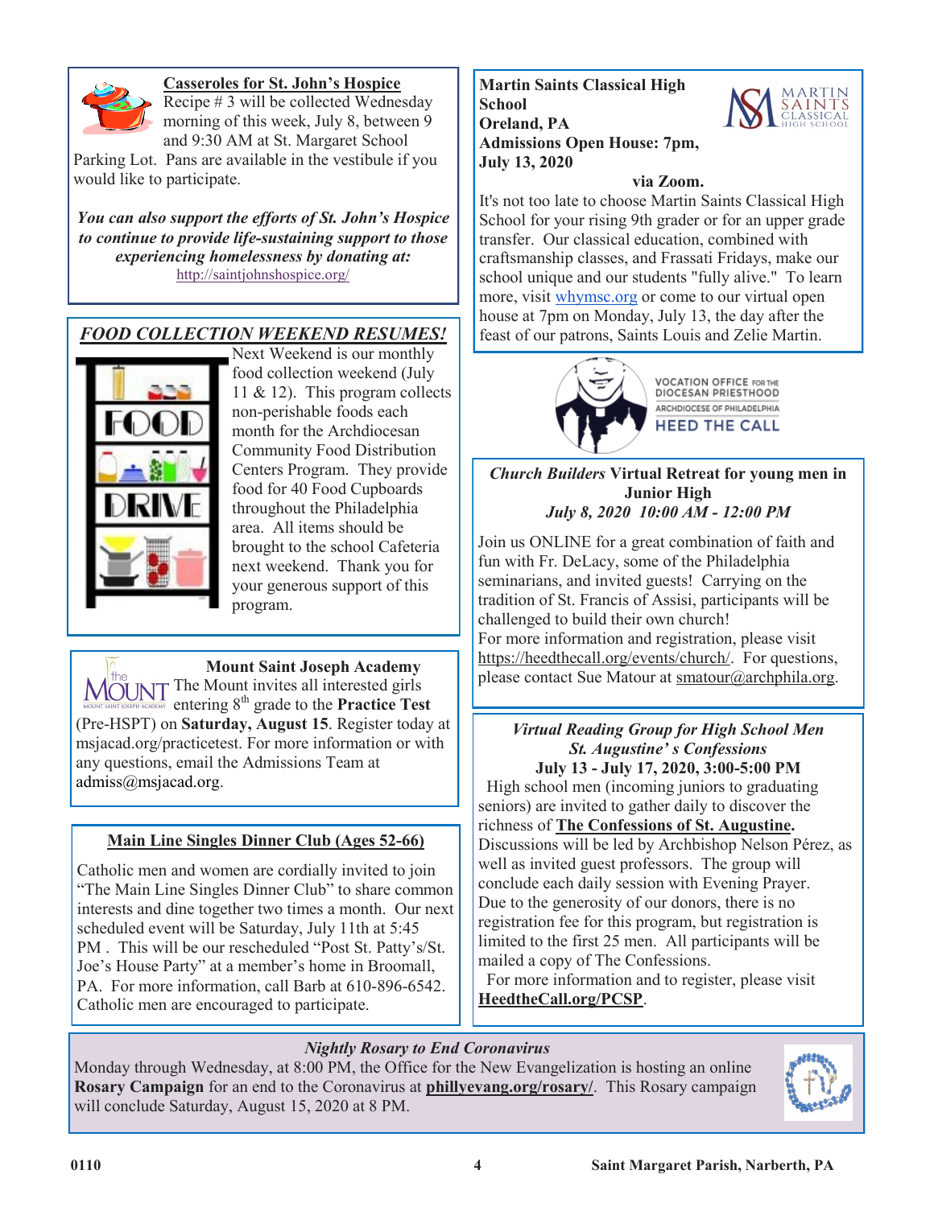### Casseroles for St. John's Hospice

Recipe # 3 will be collected Wednesday morning of this week, July 8, between 9 and 9:30 AM at St. Margaret School Parking Lot. Pans are available in the vestibule if you would like to participate.

*You can also support the efforts of St. John's Hospice to continue to provide life-sustaining support to those experiencing homelessness by donating at:*
http://saintjohnshospice.org/

### *FOOD COLLECTION WEEKEND RESUMES!*

Next Weekend is our monthly food collection weekend (July 11 & 12). This program collects non-perishable foods each month for the Archdiocesan Community Food Distribution Centers Program. They provide food for 40 Food Cupboards throughout the Philadelphia area. All items should be brought to the school Cafeteria next weekend. Thank you for your generous support of this program.

### Mount Saint Joseph Academy

The Mount invites all interested girls entering 8th grade to the **Practice Test** (Pre-HSPT) on **Saturday, August 15**. Register today at msjacad.org/practicetest. For more information or with any questions, email the Admissions Team at admiss@msjacad.org.

### Main Line Singles Dinner Club (Ages 52-66)

Catholic men and women are cordially invited to join "The Main Line Singles Dinner Club" to share common interests and dine together two times a month. Our next scheduled event will be Saturday, July 11th at 5:45 PM . This will be our rescheduled "Post St. Patty's/St. Joe's House Party" at a member's home in Broomall, PA. For more information, call Barb at 610-896-6542. Catholic men are encouraged to participate.

### Martin Saints Classical High School
**Oreland, PA**
**Admissions Open House: 7pm, July 13, 2020**
**via Zoom.**

It's not too late to choose Martin Saints Classical High School for your rising 9th grader or for an upper grade transfer. Our classical education, combined with craftsmanship classes, and Frassati Fridays, make our school unique and our students "fully alive." To learn more, visit whymsc.org or come to our virtual open house at 7pm on Monday, July 13, the day after the feast of our patrons, Saints Louis and Zelie Martin.

VOCATION OFFICE FOR THE DIOCESAN PRIESTHOOD
ARCHDIOCESE OF PHILADELPHIA
HEED THE CALL

### *Church Builders* Virtual Retreat for young men in Junior High
***July 8, 2020 10:00 AM - 12:00 PM***

Join us ONLINE for a great combination of faith and fun with Fr. DeLacy, some of the Philadelphia seminarians, and invited guests! Carrying on the tradition of St. Francis of Assisi, participants will be challenged to build their own church!
For more information and registration, please visit https://heedthecall.org/events/church/. For questions, please contact Sue Matour at smatour@archphila.org.

### *Virtual Reading Group for High School Men*
***St. Augustine' s Confessions***
**July 13 - July 17, 2020, 3:00-5:00 PM**

High school men (incoming juniors to graduating seniors) are invited to gather daily to discover the richness of **The Confessions of St. Augustine.** Discussions will be led by Archbishop Nelson Pérez, as well as invited guest professors. The group will conclude each daily session with Evening Prayer. Due to the generosity of our donors, there is no registration fee for this program, but registration is limited to the first 25 men. All participants will be mailed a copy of The Confessions.

For more information and to register, please visit **HeedtheCall.org/PCSP**.

### *Nightly Rosary to End Coronavirus*

Monday through Wednesday, at 8:00 PM, the Office for the New Evangelization is hosting an online **Rosary Campaign** for an end to the Coronavirus at **phillyevang.org/rosary/**. This Rosary campaign will conclude Saturday, August 15, 2020 at 8 PM.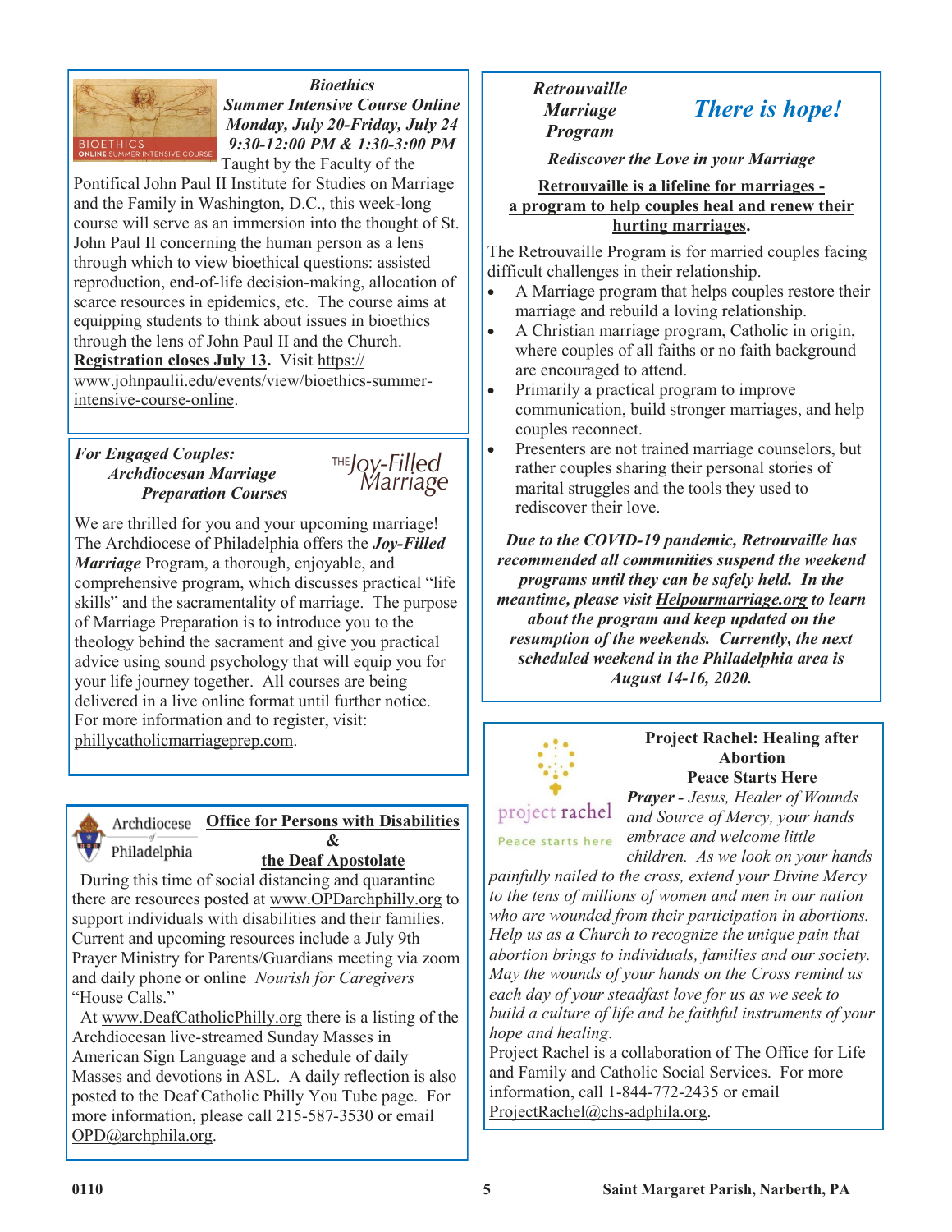### *Bioethics Summer Intensive Course Online*

***Monday, July 20-Friday, July 24***
***9:30-12:00 PM & 1:30-3:00 PM***

Taught by the Faculty of the Pontifical John Paul II Institute for Studies on Marriage and the Family in Washington, D.C., this week-long course will serve as an immersion into the thought of St. John Paul II concerning the human person as a lens through which to view bioethical questions: assisted reproduction, end-of-life decision-making, allocation of scarce resources in epidemics, etc. The course aims at equipping students to think about issues in bioethics through the lens of John Paul II and the Church. **Registration closes July 13.** Visit https://www.johnpaulii.edu/events/view/bioethics-summer-intensive-course-online.

### *For Engaged Couples: Archdiocesan Marriage Preparation Courses*

The Joy-Filled Marriage

We are thrilled for you and your upcoming marriage! The Archdiocese of Philadelphia offers the ***Joy-Filled Marriage*** Program, a thorough, enjoyable, and comprehensive program, which discusses practical "life skills" and the sacramentality of marriage. The purpose of Marriage Preparation is to introduce you to the theology behind the sacrament and give you practical advice using sound psychology that will equip you for your life journey together. All courses are being delivered in a live online format until further notice. For more information and to register, visit: phillycatholicmarriageprep.com.

### Office for Persons with Disabilities & the Deaf Apostolate

Archdiocese of Philadelphia

During this time of social distancing and quarantine there are resources posted at www.OPDarchphilly.org to support individuals with disabilities and their families. Current and upcoming resources include a July 9th Prayer Ministry for Parents/Guardians meeting via zoom and daily phone or online *Nourish for Caregivers* "House Calls."

At www.DeafCatholicPhilly.org there is a listing of the Archdiocesan live-streamed Sunday Masses in American Sign Language and a schedule of daily Masses and devotions in ASL. A daily reflection is also posted to the Deaf Catholic Philly You Tube page. For more information, please call 215-587-3530 or email OPD@archphila.org.

### *Retrouvaille Marriage Program*

## *There is hope!*

***Rediscover the Love in your Marriage***

**Retrouvaille is a lifeline for marriages - a program to help couples heal and renew their hurting marriages.**

The Retrouvaille Program is for married couples facing difficult challenges in their relationship.

- A Marriage program that helps couples restore their marriage and rebuild a loving relationship.
- A Christian marriage program, Catholic in origin, where couples of all faiths or no faith background are encouraged to attend.
- Primarily a practical program to improve communication, build stronger marriages, and help couples reconnect.
- Presenters are not trained marriage counselors, but rather couples sharing their personal stories of marital struggles and the tools they used to rediscover their love.

***Due to the COVID-19 pandemic, Retrouvaille has recommended all communities suspend the weekend programs until they can be safely held. In the meantime, please visit Helpourmarriage.org to learn about the program and keep updated on the resumption of the weekends. Currently, the next scheduled weekend in the Philadelphia area is August 14-16, 2020.***

### Project Rachel: Healing after Abortion Peace Starts Here

project rachel — Peace starts here

***Prayer -*** *Jesus, Healer of Wounds and Source of Mercy, your hands embrace and welcome little children. As we look on your hands painfully nailed to the cross, extend your Divine Mercy to the tens of millions of women and men in our nation who are wounded from their participation in abortions. Help us as a Church to recognize the unique pain that abortion brings to individuals, families and our society. May the wounds of your hands on the Cross remind us each day of your steadfast love for us as we seek to build a culture of life and be faithful instruments of your hope and healing.*

Project Rachel is a collaboration of The Office for Life and Family and Catholic Social Services. For more information, call 1-844-772-2435 or email ProjectRachel@chs-adphila.org.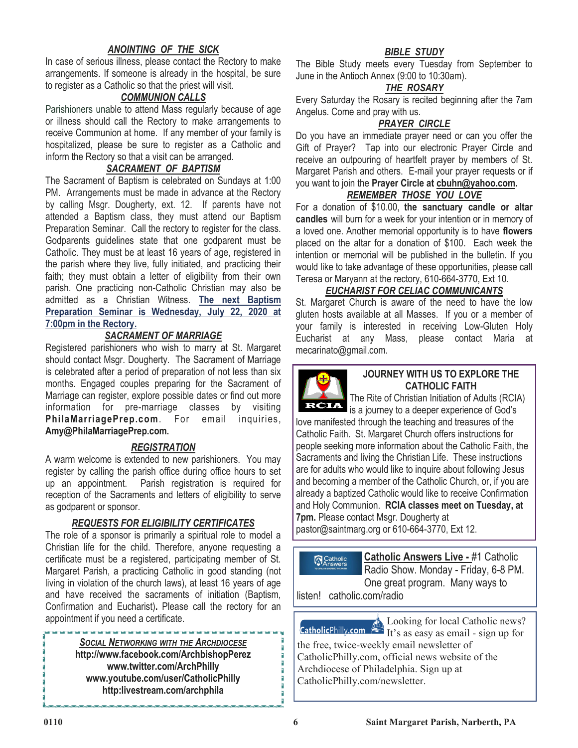## *ANOINTING OF THE SICK*

In case of serious illness, please contact the Rectory to make arrangements. If someone is already in the hospital, be sure to register as a Catholic so that the priest will visit.

## *COMMUNION CALLS*

Parishioners unable to attend Mass regularly because of age or illness should call the Rectory to make arrangements to receive Communion at home. If any member of your family is hospitalized, please be sure to register as a Catholic and inform the Rectory so that a visit can be arranged.

## *SACRAMENT OF BAPTISM*

The Sacrament of Baptism is celebrated on Sundays at 1:00 PM. Arrangements must be made in advance at the Rectory by calling Msgr. Dougherty, ext. 12. If parents have not attended a Baptism class, they must attend our Baptism Preparation Seminar. Call the rectory to register for the class. Godparents guidelines state that one godparent must be Catholic. They must be at least 16 years of age, registered in the parish where they live, fully initiated, and practicing their faith; they must obtain a letter of eligibility from their own parish. One practicing non-Catholic Christian may also be admitted as a Christian Witness. **The next Baptism Preparation Seminar is Wednesday, July 22, 2020 at 7:00pm in the Rectory.**

## *SACRAMENT OF MARRIAGE*

Registered parishioners who wish to marry at St. Margaret should contact Msgr. Dougherty. The Sacrament of Marriage is celebrated after a period of preparation of not less than six months. Engaged couples preparing for the Sacrament of Marriage can register, explore possible dates or find out more information for pre-marriage classes by visiting **PhilaMarriagePrep.com**. For email inquiries, **Amy@PhilaMarriagePrep.com.**

## *REGISTRATION*

A warm welcome is extended to new parishioners. You may register by calling the parish office during office hours to set up an appointment. Parish registration is required for reception of the Sacraments and letters of eligibility to serve as godparent or sponsor.

## *REQUESTS FOR ELIGIBILITY CERTIFICATES*

The role of a sponsor is primarily a spiritual role to model a Christian life for the child. Therefore, anyone requesting a certificate must be a registered, participating member of St. Margaret Parish, a practicing Catholic in good standing (not living in violation of the church laws), at least 16 years of age and have received the sacraments of initiation (Baptism, Confirmation and Eucharist). Please call the rectory for an appointment if you need a certificate.

***SOCIAL NETWORKING WITH THE ARCHDIOCESE***

**http://www.facebook.com/ArchbishopPerez**
**www.twitter.com/ArchPhilly**
**www.youtube.com/user/CatholicPhilly**
**http:livestream.com/archphila**

## *BIBLE STUDY*

The Bible Study meets every Tuesday from September to June in the Antioch Annex (9:00 to 10:30am).

## *THE ROSARY*

Every Saturday the Rosary is recited beginning after the 7am Angelus. Come and pray with us.

## *PRAYER CIRCLE*

Do you have an immediate prayer need or can you offer the Gift of Prayer? Tap into our electronic Prayer Circle and receive an outpouring of heartfelt prayer by members of St. Margaret Parish and others. E-mail your prayer requests or if you want to join the **Prayer Circle at cbuhn@yahoo.com.**

## *REMEMBER THOSE YOU LOVE*

For a donation of $10.00, **the sanctuary candle or altar candles** will burn for a week for your intention or in memory of a loved one. Another memorial opportunity is to have **flowers** placed on the altar for a donation of $100. Each week the intention or memorial will be published in the bulletin. If you would like to take advantage of these opportunities, please call Teresa or Maryann at the rectory, 610-664-3770, Ext 10.

## *EUCHARIST FOR CELIAC COMMUNICANTS*

St. Margaret Church is aware of the need to have the low gluten hosts available at all Masses. If you or a member of your family is interested in receiving Low-Gluten Holy Eucharist at any Mass, please contact Maria at mecarinato@gmail.com.

**JOURNEY WITH US TO EXPLORE THE CATHOLIC FAITH**

RCIA

The Rite of Christian Initiation of Adults (RCIA) is a journey to a deeper experience of God's love manifested through the teaching and treasures of the Catholic Faith. St. Margaret Church offers instructions for people seeking more information about the Catholic Faith, the Sacraments and living the Christian Life. These instructions are for adults who would like to inquire about following Jesus and becoming a member of the Catholic Church, or, if you are already a baptized Catholic would like to receive Confirmation and Holy Communion. **RCIA classes meet on Tuesday, at 7pm.** Please contact Msgr. Dougherty at pastor@saintmarg.org or 610-664-3770, Ext 12.

Catholic Answers

**Catholic Answers Live -** #1 Catholic Radio Show. Monday - Friday, 6-8 PM. One great program. Many ways to listen! catholic.com/radio

CatholicPhilly.com

Looking for local Catholic news? It's as easy as email - sign up for the free, twice-weekly email newsletter of CatholicPhilly.com, official news website of the Archdiocese of Philadelphia. Sign up at CatholicPhilly.com/newsletter.